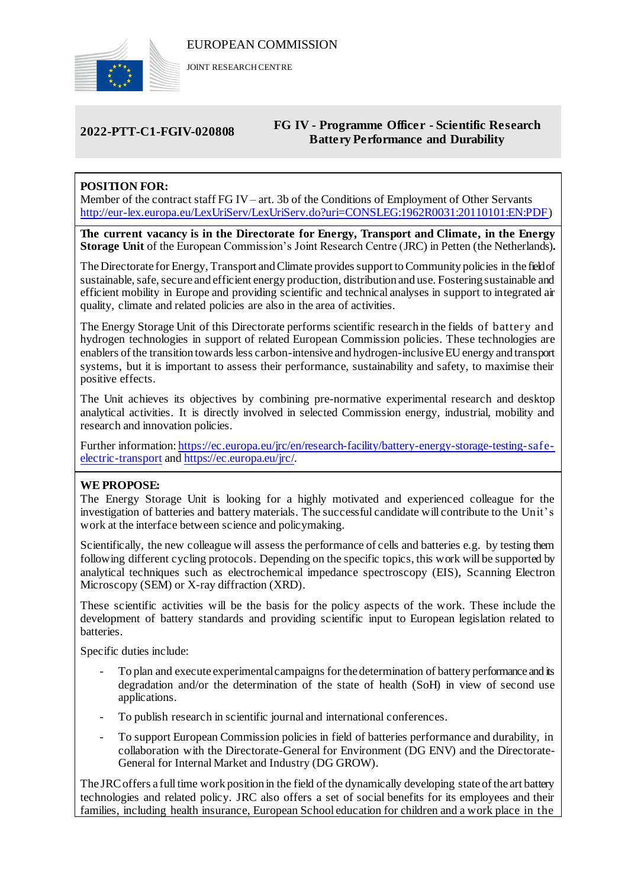EUROPEAN COMMISSION

JOINT RESEARCH CENTRE

**2022-PTT-C1-FGIV-020808**

**FG IV - Programme Officer - Scientific Research Battery Performance and Durability**

**POSITION FOR:**

Member of the contract staff FG IV – art. 3b of the Conditions of Employment of Other Servants [http://eur-lex.europa.eu/LexUriServ/LexUriServ.do?uri=CONSLEG:1962R0031:20110101:EN:PDF](http://eur-lex.europa.eu/LexUriServ/LexUriServ.do?uri=CONSLEG:1962R0031:20110101:EN:PDF))

**The current vacancy is in the Directorate for Energy, Transport and Climate, in the Energy Storage Unit** of the European Commission's Joint Research Centre (JRC) in Petten (the Netherlands)**.**

The Directorate for Energy, Transport and Climate provides support to Community policies in the field of sustainable, safe, secure and efficient energy production, distribution and use. Fostering sustainable and efficient mobility in Europe and providing scientific and technical analyses in support to integrated air quality, climate and related policies are also in the area of activities.

The Energy Storage Unit of this Directorate performs scientific research in the fields of battery and hydrogen technologies in support of related European Commission policies. These technologies are enablers of the transition towards less carbon-intensive and hydrogen-inclusive EU energy and transport systems, but it is important to assess their performance, sustainability and safety, to maximise their positive effects.

The Unit achieves its objectives by combining pre-normative experimental research and desktop analytical activities. It is directly involved in selected Commission energy, industrial, mobility and research and innovation policies.

Further information: [https://ec.europa.eu/jrc/en/research-facility/battery-energy-storage-testing-safe-electric-transport](https://ec.europa.eu/jrc/en/research-facility/battery-energy-storage-testing-safe-electric-transport) and [https://ec.europa.eu/jrc/](https://ec.europa.eu/jrc/).

**WE PROPOSE:**

The Energy Storage Unit is looking for a highly motivated and experienced colleague for the investigation of batteries and battery materials. The successful candidate will contribute to the Unit's work at the interface between science and policymaking.

Scientifically, the new colleague will assess the performance of cells and batteries e.g. by testing them following different cycling protocols. Depending on the specific topics, this work will be supported by analytical techniques such as electrochemical impedance spectroscopy (EIS), Scanning Electron Microscopy (SEM) or X-ray diffraction (XRD).

These scientific activities will be the basis for the policy aspects of the work. These include the development of battery standards and providing scientific input to European legislation related to batteries.

Specific duties include:

- To plan and execute experimental campaigns for the determination of battery performance and its degradation and/or the determination of the state of health (SoH) in view of second use applications.
- To publish research in scientific journal and international conferences.
- To support European Commission policies in field of batteries performance and durability, in collaboration with the Directorate-General for Environment (DG ENV) and the Directorate-General for Internal Market and Industry (DG GROW).

The JRC offers a full time work position in the field of the dynamically developing state of the art battery technologies and related policy. JRC also offers a set of social benefits for its employees and their families, including health insurance, European School education for children and a work place in the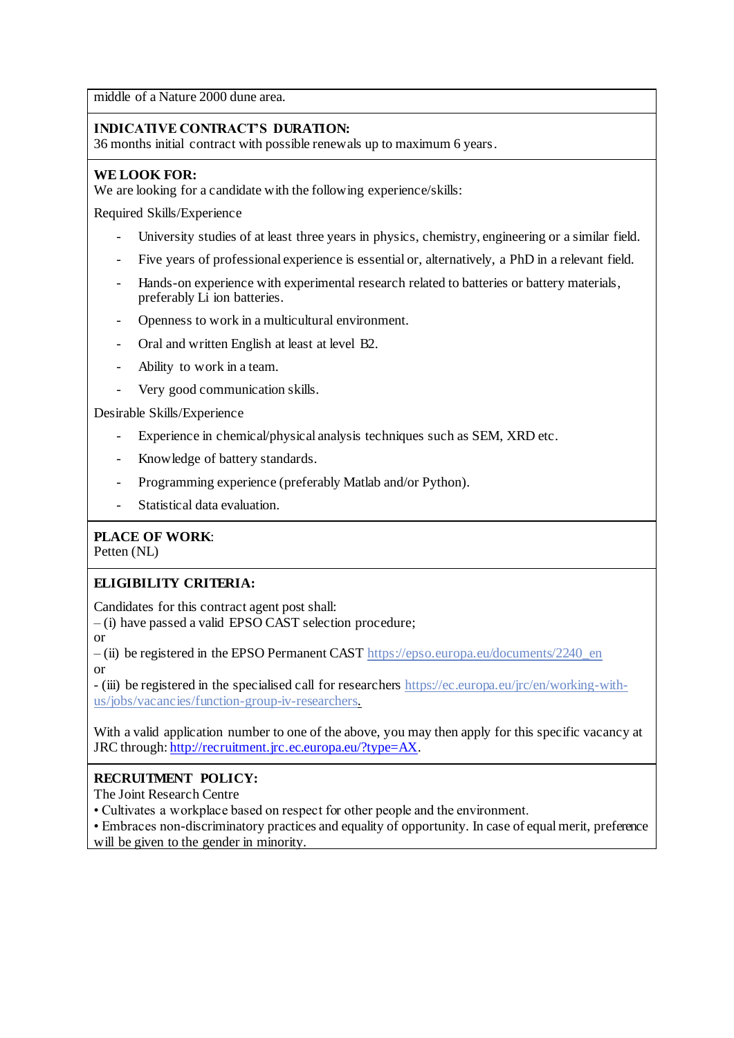middle of a Nature 2000 dune area.

**INDICATIVE CONTRACT'S DURATION:**
36 months initial contract with possible renewals up to maximum 6 years.

**WE LOOK FOR:**
We are looking for a candidate with the following experience/skills:

Required Skills/Experience

- University studies of at least three years in physics, chemistry, engineering or a similar field.
- Five years of professional experience is essential or, alternatively, a PhD in a relevant field.
- Hands-on experience with experimental research related to batteries or battery materials, preferably Li ion batteries.
- Openness to work in a multicultural environment.
- Oral and written English at least at level B2.
- Ability to work in a team.
- Very good communication skills.

Desirable Skills/Experience

- Experience in chemical/physical analysis techniques such as SEM, XRD etc.
- Knowledge of battery standards.
- Programming experience (preferably Matlab and/or Python).
- Statistical data evaluation.

**PLACE OF WORK**:
Petten (NL)

**ELIGIBILITY CRITERIA:**

Candidates for this contract agent post shall:
– (i) have passed a valid EPSO CAST selection procedure;
or
– (ii) be registered in the EPSO Permanent CAST https://epso.europa.eu/documents/2240_en
or
- (iii) be registered in the specialised call for researchers https://ec.europa.eu/jrc/en/working-with-us/jobs/vacancies/function-group-iv-researchers.

With a valid application number to one of the above, you may then apply for this specific vacancy at JRC through: http://recruitment.jrc.ec.europa.eu/?type=AX.

**RECRUITMENT POLICY:**
The Joint Research Centre
• Cultivates a workplace based on respect for other people and the environment.
• Embraces non-discriminatory practices and equality of opportunity. In case of equal merit, preference will be given to the gender in minority.